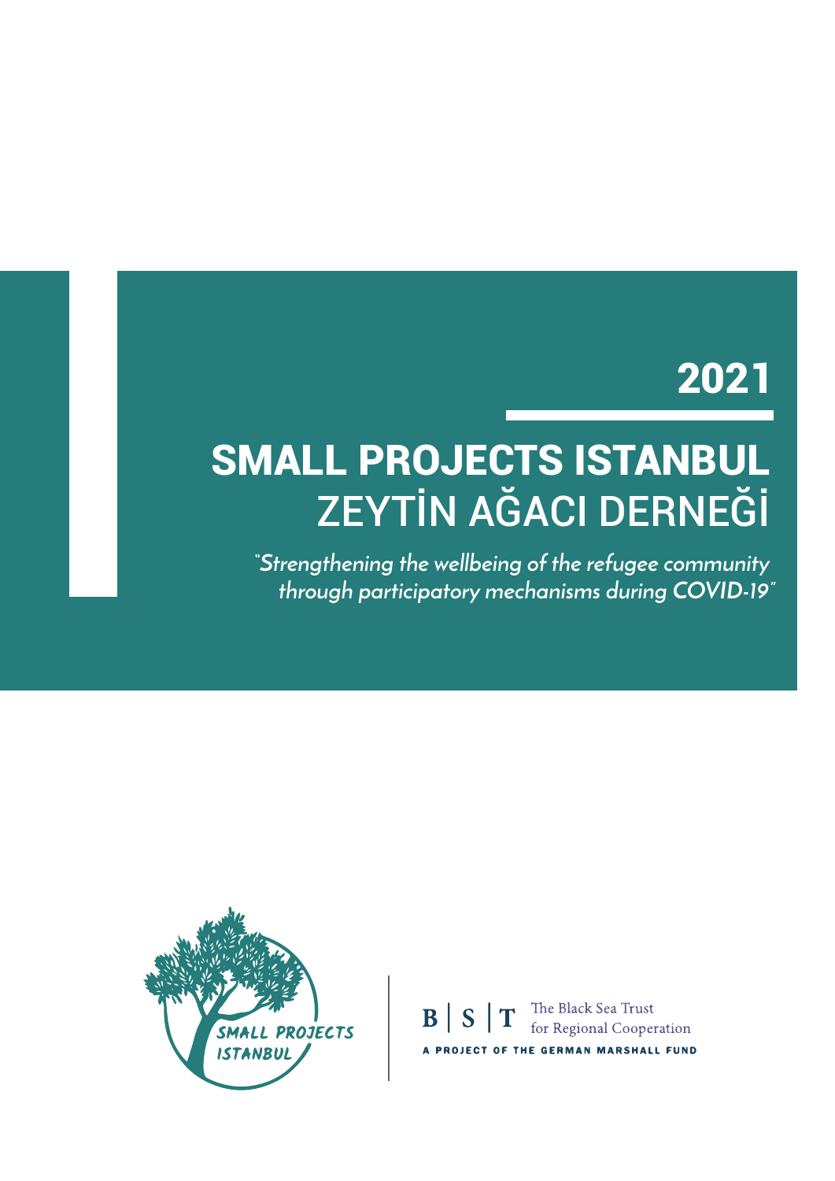# 2021

# SMALL PROJECTS ISTANBUL
## ZEYTİN AĞACI DERNEĞİ

*"Strengthening the wellbeing of the refugee community through participatory mechanisms during COVID-19"*

SMALL PROJECTS ISTANBUL

B | S | T The Black Sea Trust for Regional Cooperation

A PROJECT OF THE GERMAN MARSHALL FUND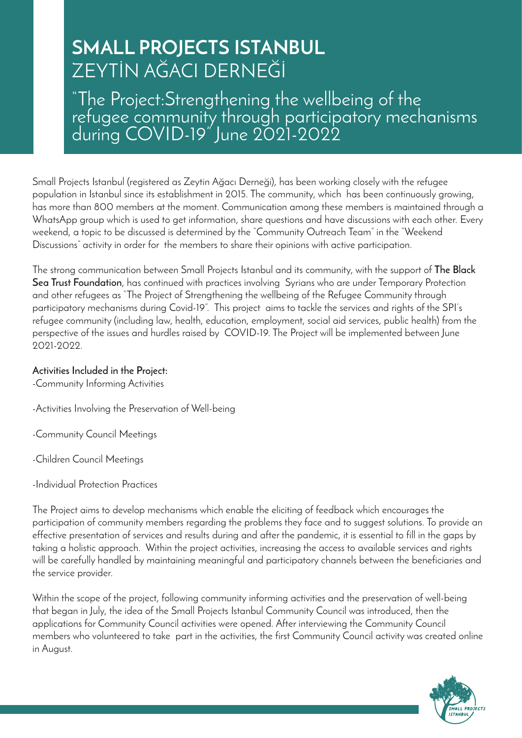# SMALL PROJECTS ISTANBUL
## ZEYTİN AĞACI DERNEĞİ

## "The Project:Strengthening the wellbeing of the refugee community through participatory mechanisms during COVID-19" June 2021-2022

Small Projects Istanbul (registered as Zeytin Ağacı Derneği), has been working closely with the refugee population in Istanbul since its establishment in 2015. The community, which has been continuously growing, has more than 800 members at the moment. Communication among these members is maintained through a WhatsApp group which is used to get information, share questions and have discussions with each other. Every weekend, a topic to be discussed is determined by the "Community Outreach Team" in the "Weekend Discussions" activity in order for the members to share their opinions with active participation.

The strong communication between Small Projects Istanbul and its community, with the support of **The Black Sea Trust Foundation**, has continued with practices involving Syrians who are under Temporary Protection and other refugees as "The Project of Strengthening the wellbeing of the Refugee Community through participatory mechanisms during Covid-19". This project aims to tackle the services and rights of the SPI's refugee community (including law, health, education, employment, social aid services, public health) from the perspective of the issues and hurdles raised by COVID-19. The Project will be implemented between June 2021-2022.

**Activities Included in the Project:**

-Community Informing Activities

-Activities Involving the Preservation of Well-being

-Community Council Meetings

-Children Council Meetings

-Individual Protection Practices

The Project aims to develop mechanisms which enable the eliciting of feedback which encourages the participation of community members regarding the problems they face and to suggest solutions. To provide an effective presentation of services and results during and after the pandemic, it is essential to fill in the gaps by taking a holistic approach. Within the project activities, increasing the access to available services and rights will be carefully handled by maintaining meaningful and participatory channels between the beneficiaries and the service provider.

Within the scope of the project, following community informing activities and the preservation of well-being that began in July, the idea of the Small Projects Istanbul Community Council was introduced, then the applications for Community Council activities were opened. After interviewing the Community Council members who volunteered to take part in the activities, the first Community Council activity was created online in August.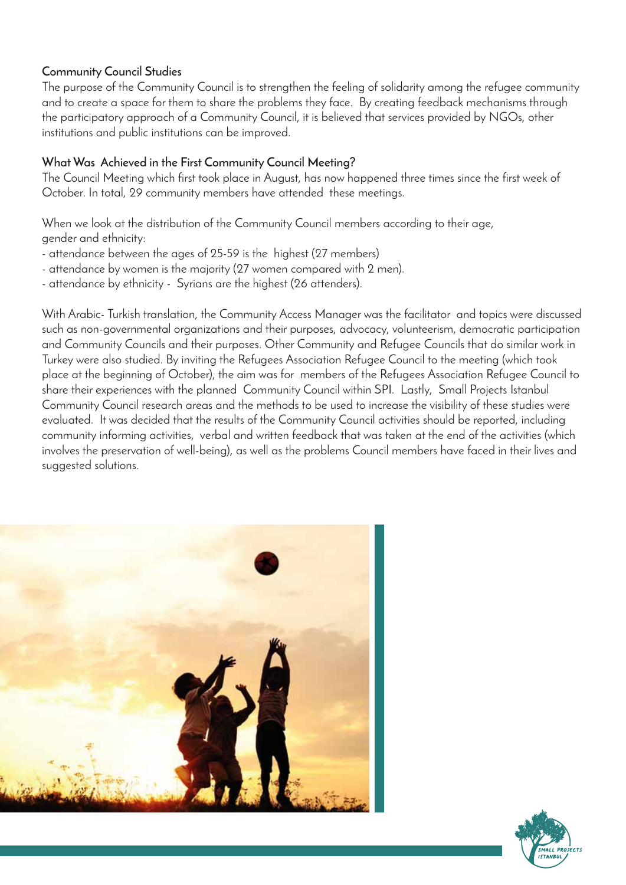## Community Council Studies

The purpose of the Community Council is to strengthen the feeling of solidarity among the refugee community and to create a space for them to share the problems they face. By creating feedback mechanisms through the participatory approach of a Community Council, it is believed that services provided by NGOs, other institutions and public institutions can be improved.

## What Was Achieved in the First Community Council Meeting?

The Council Meeting which first took place in August, has now happened three times since the first week of October. In total, 29 community members have attended these meetings.

When we look at the distribution of the Community Council members according to their age, gender and ethnicity:

- attendance between the ages of 25-59 is the highest (27 members)
- attendance by women is the majority (27 women compared with 2 men).
- attendance by ethnicity - Syrians are the highest (26 attenders).

With Arabic- Turkish translation, the Community Access Manager was the facilitator and topics were discussed such as non-governmental organizations and their purposes, advocacy, volunteerism, democratic participation and Community Councils and their purposes. Other Community and Refugee Councils that do similar work in Turkey were also studied. By inviting the Refugees Association Refugee Council to the meeting (which took place at the beginning of October), the aim was for members of the Refugees Association Refugee Council to share their experiences with the planned Community Council within SPI. Lastly, Small Projects Istanbul Community Council research areas and the methods to be used to increase the visibility of these studies were evaluated. It was decided that the results of the Community Council activities should be reported, including community informing activities, verbal and written feedback that was taken at the end of the activities (which involves the preservation of well-being), as well as the problems Council members have faced in their lives and suggested solutions.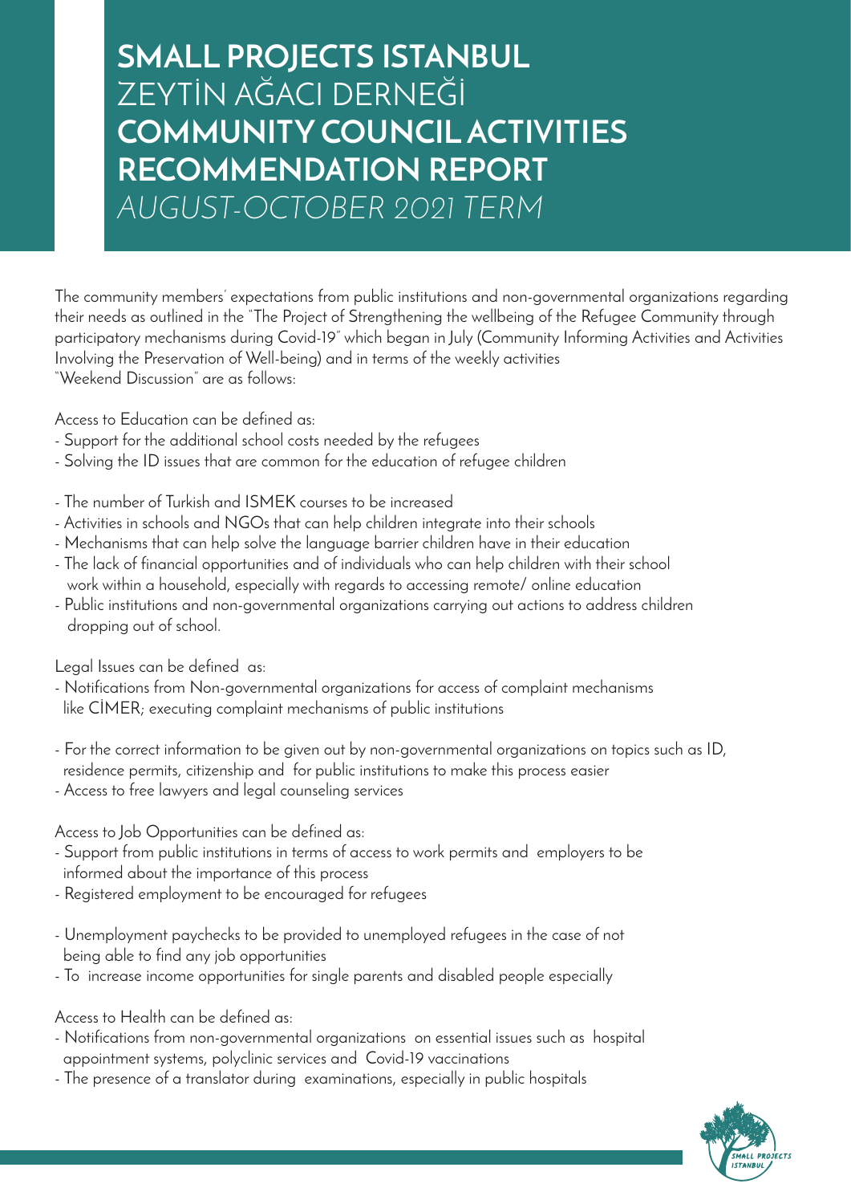# SMALL PROJECTS ISTANBUL
# ZEYTİN AĞACI DERNEĞİ
# COMMUNITY COUNCIL ACTIVITIES RECOMMENDATION REPORT
# *AUGUST-OCTOBER 2021 TERM*

The community members' expectations from public institutions and non-governmental organizations regarding their needs as outlined in the "The Project of Strengthening the wellbeing of the Refugee Community through participatory mechanisms during Covid-19" which began in July (Community Informing Activities and Activities Involving the Preservation of Well-being) and in terms of the weekly activities "Weekend Discussion" are as follows:

Access to Education can be defined as:

- Support for the additional school costs needed by the refugees
- Solving the ID issues that are common for the education of refugee children
- The number of Turkish and ISMEK courses to be increased
- Activities in schools and NGOs that can help children integrate into their schools
- Mechanisms that can help solve the language barrier children have in their education
- The lack of financial opportunities and of individuals who can help children with their school work within a household, especially with regards to accessing remote/ online education
- Public institutions and non-governmental organizations carrying out actions to address children dropping out of school.

Legal Issues can be defined as:

- Notifications from Non-governmental organizations for access of complaint mechanisms like CİMER; executing complaint mechanisms of public institutions
- For the correct information to be given out by non-governmental organizations on topics such as ID, residence permits, citizenship and for public institutions to make this process easier
- Access to free lawyers and legal counseling services

Access to Job Opportunities can be defined as:

- Support from public institutions in terms of access to work permits and employers to be informed about the importance of this process
- Registered employment to be encouraged for refugees
- Unemployment paychecks to be provided to unemployed refugees in the case of not being able to find any job opportunities
- To increase income opportunities for single parents and disabled people especially

Access to Health can be defined as:

- Notifications from non-governmental organizations on essential issues such as hospital appointment systems, polyclinic services and Covid-19 vaccinations
- The presence of a translator during examinations, especially in public hospitals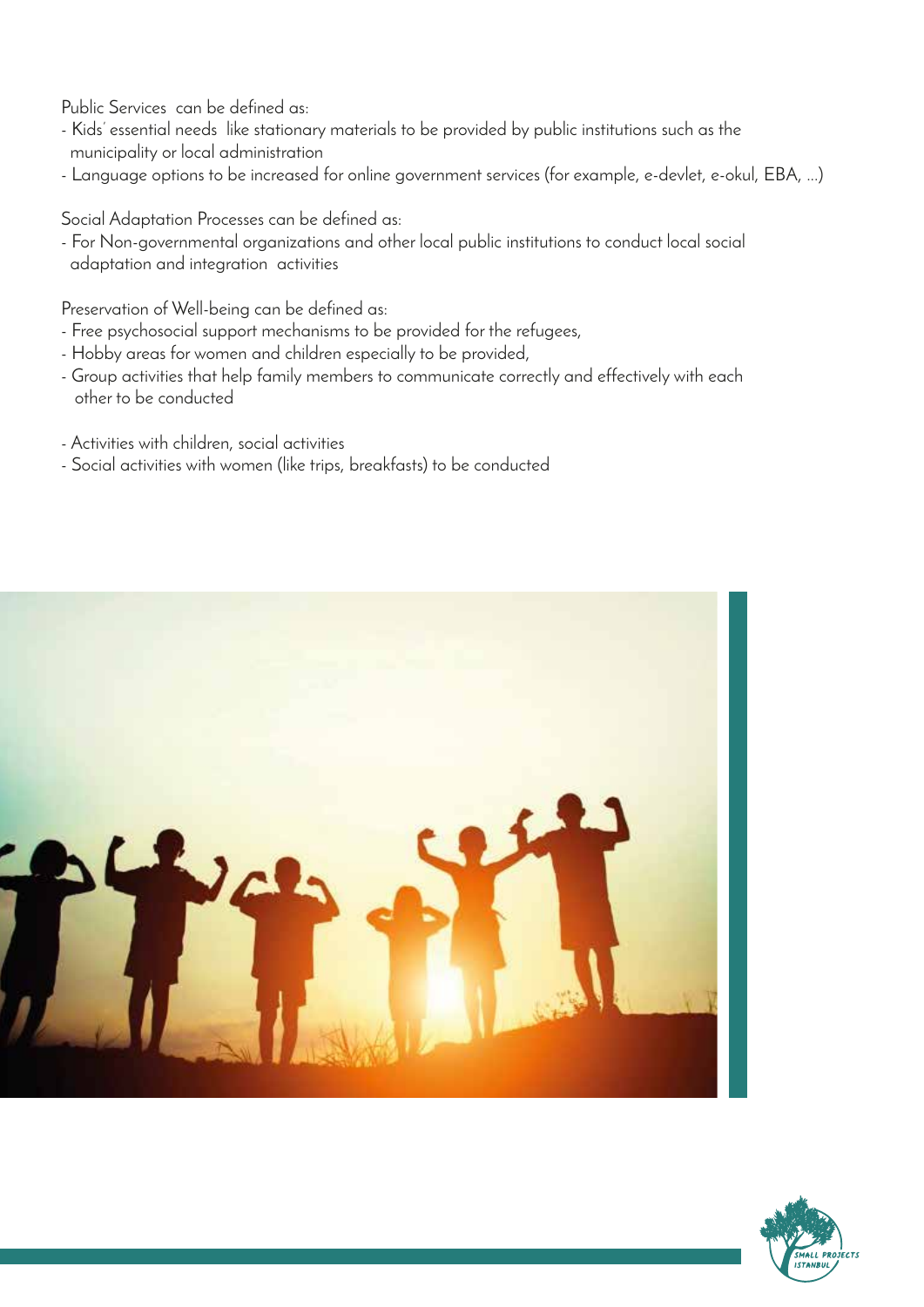Public Services can be defined as:

- Kids' essential needs like stationary materials to be provided by public institutions such as the municipality or local administration
- Language options to be increased for online government services (for example, e-devlet, e-okul, EBA, ...)

Social Adaptation Processes can be defined as:

- For Non-governmental organizations and other local public institutions to conduct local social adaptation and integration activities

Preservation of Well-being can be defined as:

- Free psychosocial support mechanisms to be provided for the refugees,
- Hobby areas for women and children especially to be provided,
- Group activities that help family members to communicate correctly and effectively with each other to be conducted

- Activities with children, social activities
- Social activities with women (like trips, breakfasts) to be conducted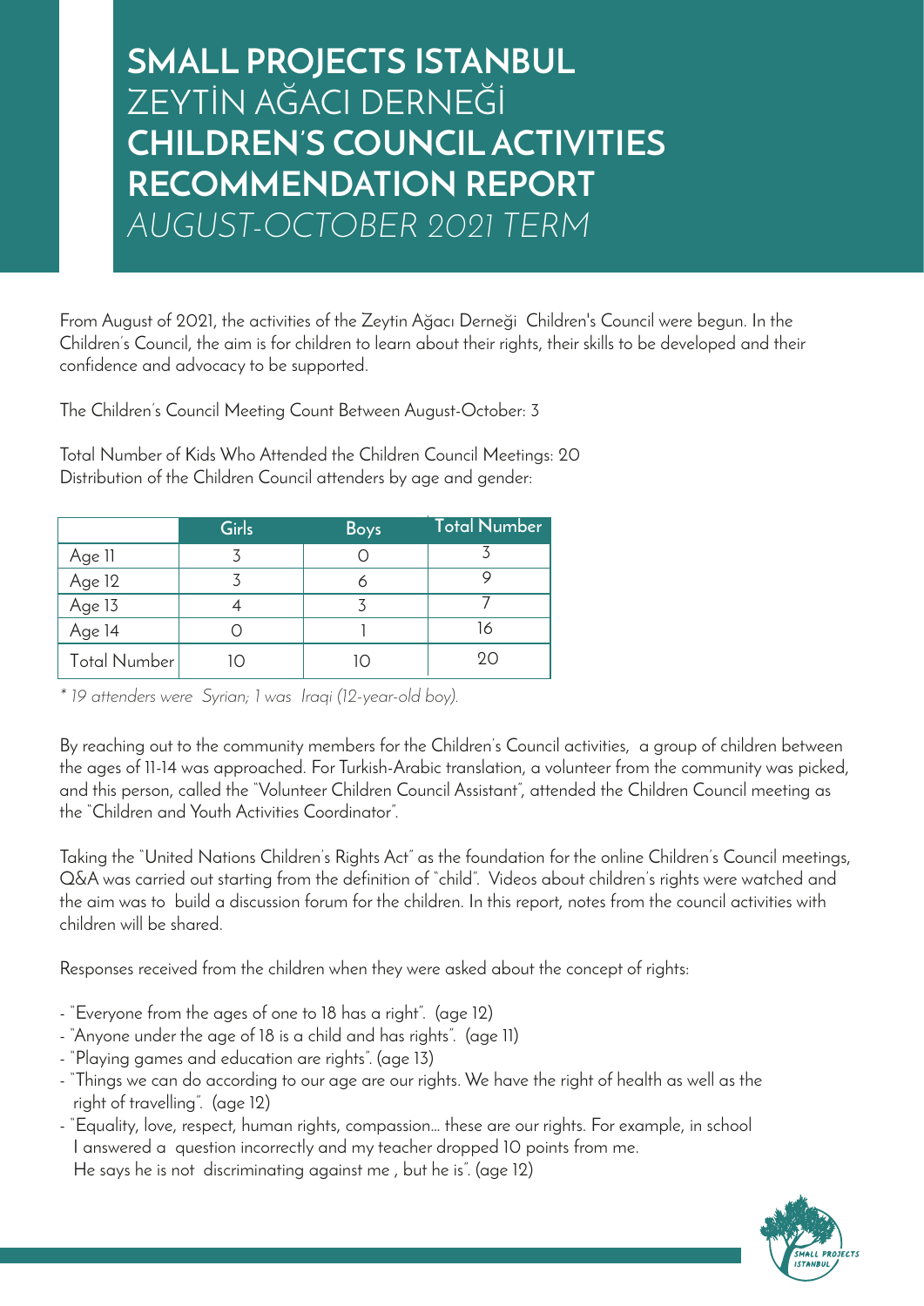# SMALL PROJECTS ISTANBUL

ZEYTİN AĞACI DERNEĞİ

**CHILDREN'S COUNCIL ACTIVITIES RECOMMENDATION REPORT**

*AUGUST-OCTOBER 2021 TERM*

From August of 2021, the activities of the Zeytin Ağacı Derneği Children's Council were begun. In the Children's Council, the aim is for children to learn about their rights, their skills to be developed and their confidence and advocacy to be supported.

The Children's Council Meeting Count Between August-October: 3

Total Number of Kids Who Attended the Children Council Meetings: 20
Distribution of the Children Council attenders by age and gender:

| | Girls | Boys | Total Number |
|---|---|---|---|
| Age 11 | 3 | 0 | 3 |
| Age 12 | 3 | 6 | 9 |
| Age 13 | 4 | 3 | 7 |
| Age 14 | 0 | 1 | 16 |
| Total Number | 10 | 10 | 20 |

*\* 19 attenders were Syrian; 1 was Iraqi (12-year-old boy).*

By reaching out to the community members for the Children's Council activities, a group of children between the ages of 11-14 was approached. For Turkish-Arabic translation, a volunteer from the community was picked, and this person, called the "Volunteer Children Council Assistant", attended the Children Council meeting as the "Children and Youth Activities Coordinator".

Taking the "United Nations Children's Rights Act" as the foundation for the online Children's Council meetings, Q&A was carried out starting from the definition of "child". Videos about children's rights were watched and the aim was to build a discussion forum for the children. In this report, notes from the council activities with children will be shared.

Responses received from the children when they were asked about the concept of rights:

- "Everyone from the ages of one to 18 has a right". (age 12)
- "Anyone under the age of 18 is a child and has rights". (age 11)
- "Playing games and education are rights". (age 13)
- "Things we can do according to our age are our rights. We have the right of health as well as the right of travelling". (age 12)
- "Equality, love, respect, human rights, compassion... these are our rights. For example, in school I answered a question incorrectly and my teacher dropped 10 points from me. He says he is not discriminating against me , but he is". (age 12)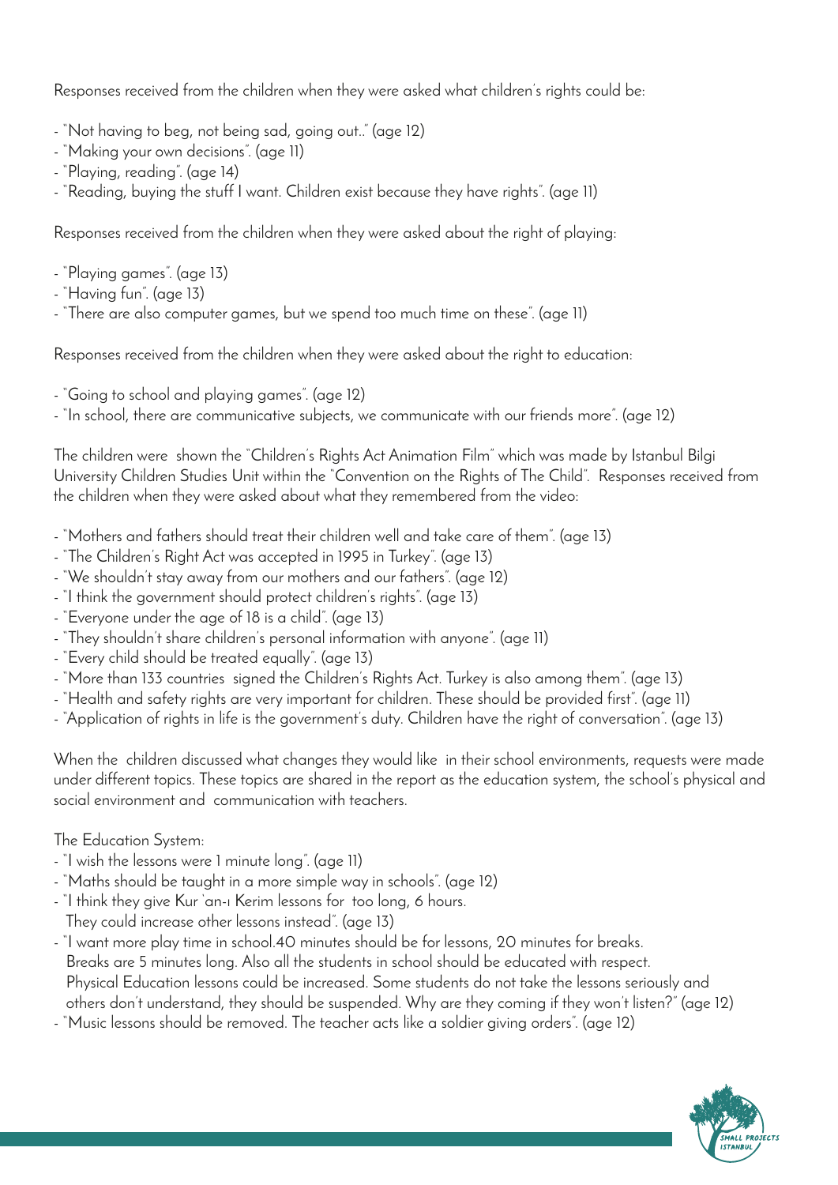Responses received from the children when they were asked what children's rights could be:

- "Not having to beg, not being sad, going out.." (age 12)
- "Making your own decisions". (age 11)
- "Playing, reading". (age 14)
- "Reading, buying the stuff I want. Children exist because they have rights". (age 11)

Responses received from the children when they were asked about the right of playing:

- "Playing games". (age 13)
- "Having fun". (age 13)
- "There are also computer games, but we spend too much time on these". (age 11)

Responses received from the children when they were asked about the right to education:

- "Going to school and playing games". (age 12)
- "In school, there are communicative subjects, we communicate with our friends more". (age 12)

The children were shown the "Children's Rights Act Animation Film" which was made by Istanbul Bilgi University Children Studies Unit within the "Convention on the Rights of The Child". Responses received from the children when they were asked about what they remembered from the video:

- "Mothers and fathers should treat their children well and take care of them". (age 13)
- "The Children's Right Act was accepted in 1995 in Turkey". (age 13)
- "We shouldn't stay away from our mothers and our fathers". (age 12)
- "I think the government should protect children's rights". (age 13)
- "Everyone under the age of 18 is a child". (age 13)
- "They shouldn't share children's personal information with anyone". (age 11)
- "Every child should be treated equally". (age 13)
- "More than 133 countries signed the Children's Rights Act. Turkey is also among them". (age 13)
- "Health and safety rights are very important for children. These should be provided first". (age 11)
- "Application of rights in life is the government's duty. Children have the right of conversation". (age 13)

When the children discussed what changes they would like in their school environments, requests were made under different topics. These topics are shared in the report as the education system, the school's physical and social environment and communication with teachers.

The Education System:

- "I wish the lessons were 1 minute long". (age 11)
- "Maths should be taught in a more simple way in schools". (age 12)
- "I think they give Kur 'an-ı Kerim lessons for too long, 6 hours. They could increase other lessons instead". (age 13)
- "I want more play time in school.40 minutes should be for lessons, 20 minutes for breaks. Breaks are 5 minutes long. Also all the students in school should be educated with respect. Physical Education lessons could be increased. Some students do not take the lessons seriously and others don't understand, they should be suspended. Why are they coming if they won't listen?" (age 12)
- "Music lessons should be removed. The teacher acts like a soldier giving orders". (age 12)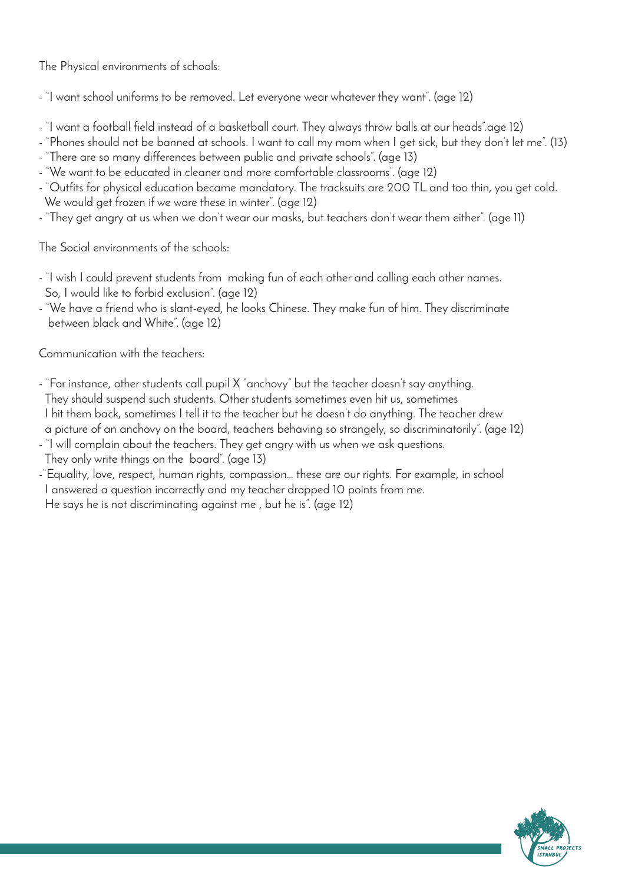The Physical environments of schools:

- "I want school uniforms to be removed. Let everyone wear whatever they want". (age 12)
- "I want a football field instead of a basketball court. They always throw balls at our heads".age 12)
- "Phones should not be banned at schools. I want to call my mom when I get sick, but they don't let me". (13)
- "There are so many differences between public and private schools". (age 13)
- "We want to be educated in cleaner and more comfortable classrooms". (age 12)
- "Outfits for physical education became mandatory. The tracksuits are 200 TL and too thin, you get cold. We would get frozen if we wore these in winter". (age 12)
- "They get angry at us when we don't wear our masks, but teachers don't wear them either". (age 11)

The Social environments of the schools:

- "I wish I could prevent students from making fun of each other and calling each other names. So, I would like to forbid exclusion". (age 12)
- "We have a friend who is slant-eyed, he looks Chinese. They make fun of him. They discriminate between black and White". (age 12)

Communication with the teachers:

- "For instance, other students call pupil X "anchovy" but the teacher doesn't say anything. They should suspend such students. Other students sometimes even hit us, sometimes I hit them back, sometimes I tell it to the teacher but he doesn't do anything. The teacher drew a picture of an anchovy on the board, teachers behaving so strangely, so discriminatorily". (age 12)
- "I will complain about the teachers. They get angry with us when we ask questions. They only write things on the board". (age 13)
- "Equality, love, respect, human rights, compassion... these are our rights. For example, in school I answered a question incorrectly and my teacher dropped 10 points from me. He says he is not discriminating against me , but he is". (age 12)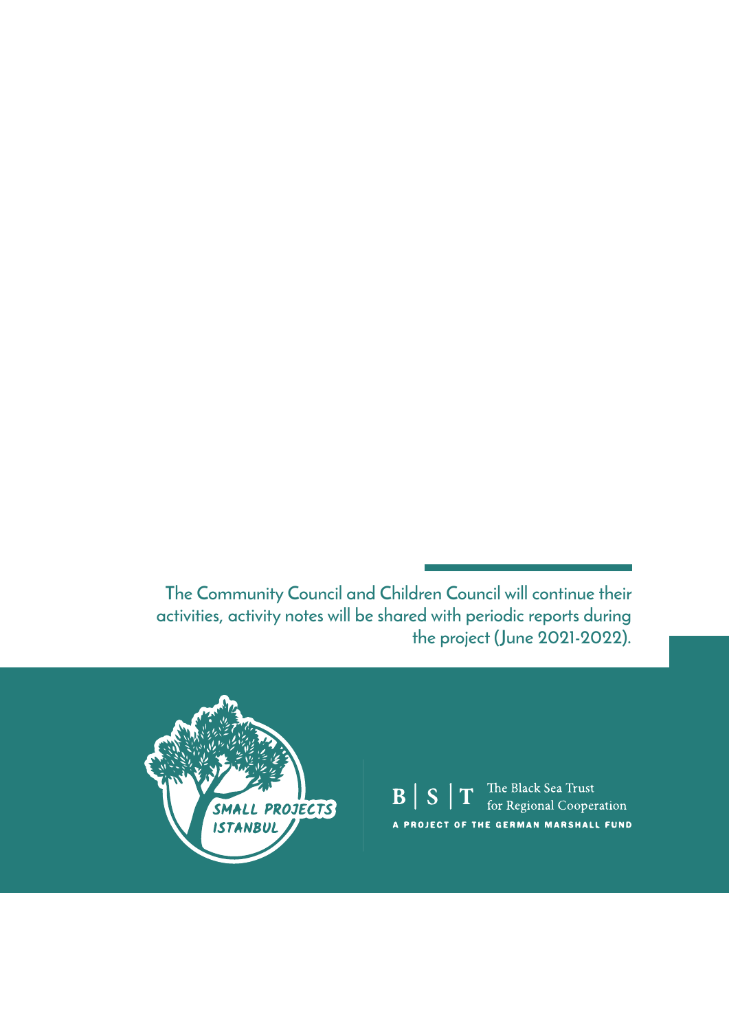The Community Council and Children Council will continue their activities, activity notes will be shared with periodic reports during the project (June 2021-2022).

SMALL PROJECTS ISTANBUL

B | S | T The Black Sea Trust for Regional Cooperation

A PROJECT OF THE GERMAN MARSHALL FUND